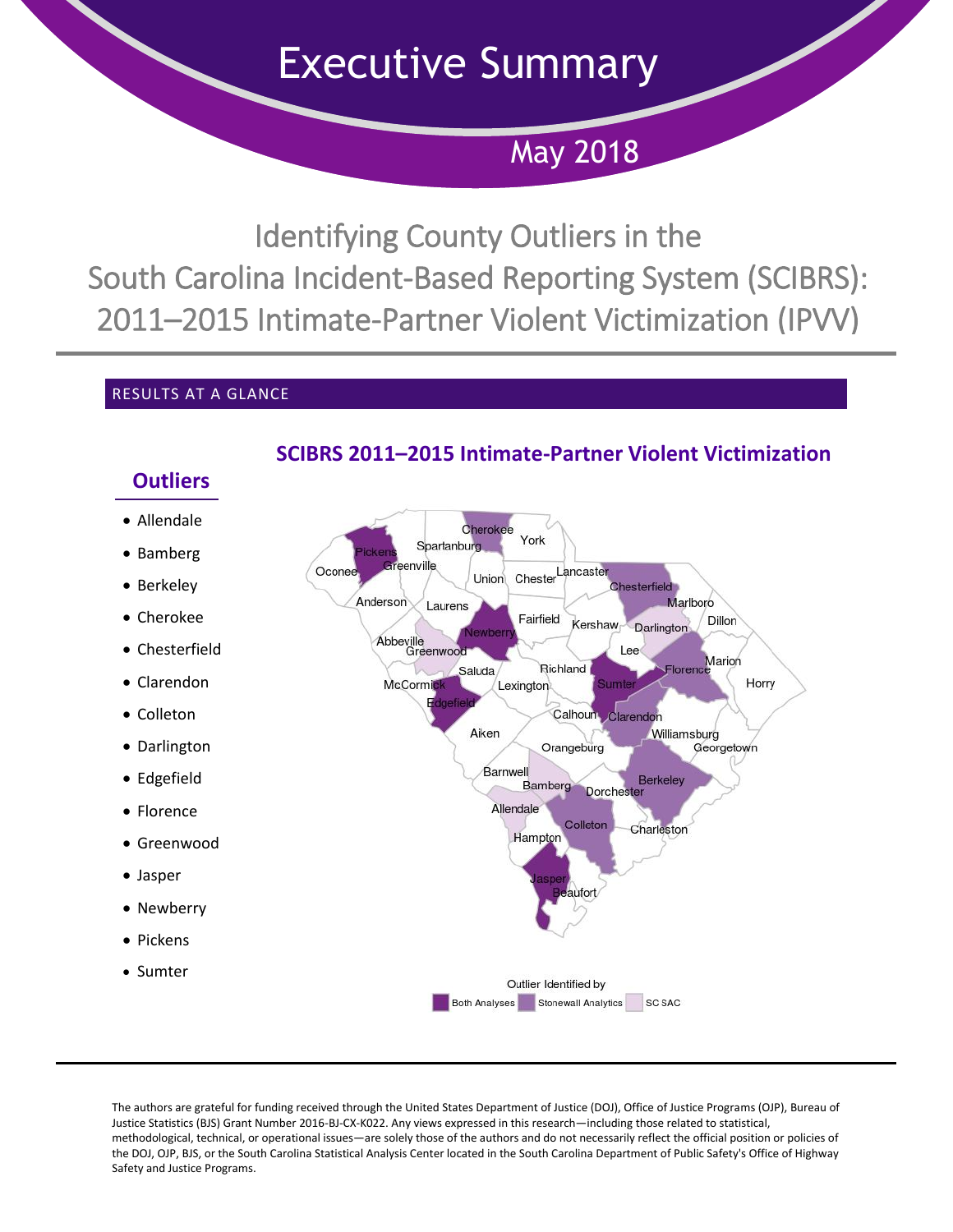# Executive Summary

## May 2018

# Identifying County Outliers in the South Carolina Incident-Based Reporting System (SCIBRS): 2011–2015 Intimate-Partner Violent Victimization (IPVV)

## RESULTS AT A GLANCE

### SCIBRS 2011–2015 Intimate-Partner Violent Victimization

### Outliers

- Allendale
- Bamberg
- Berkeley
- Cherokee
- Chesterfield
- Clarendon
- Colleton
- Darlington
- Edgefield
- Florence
- Greenwood
- Jasper
- Newberry
- Pickens
- Sumter

Outlier Identified by: Both Analyses | Stonewall Analytics | SC SAC

The authors are grateful for funding received through the United States Department of Justice (DOJ), Office of Justice Programs (OJP), Bureau of Justice Statistics (BJS) Grant Number 2016-BJ-CX-K022. Any views expressed in this research—including those related to statistical, methodological, technical, or operational issues—are solely those of the authors and do not necessarily reflect the official position or policies of the DOJ, OJP, BJS, or the South Carolina Statistical Analysis Center located in the South Carolina Department of Public Safety's Office of Highway Safety and Justice Programs.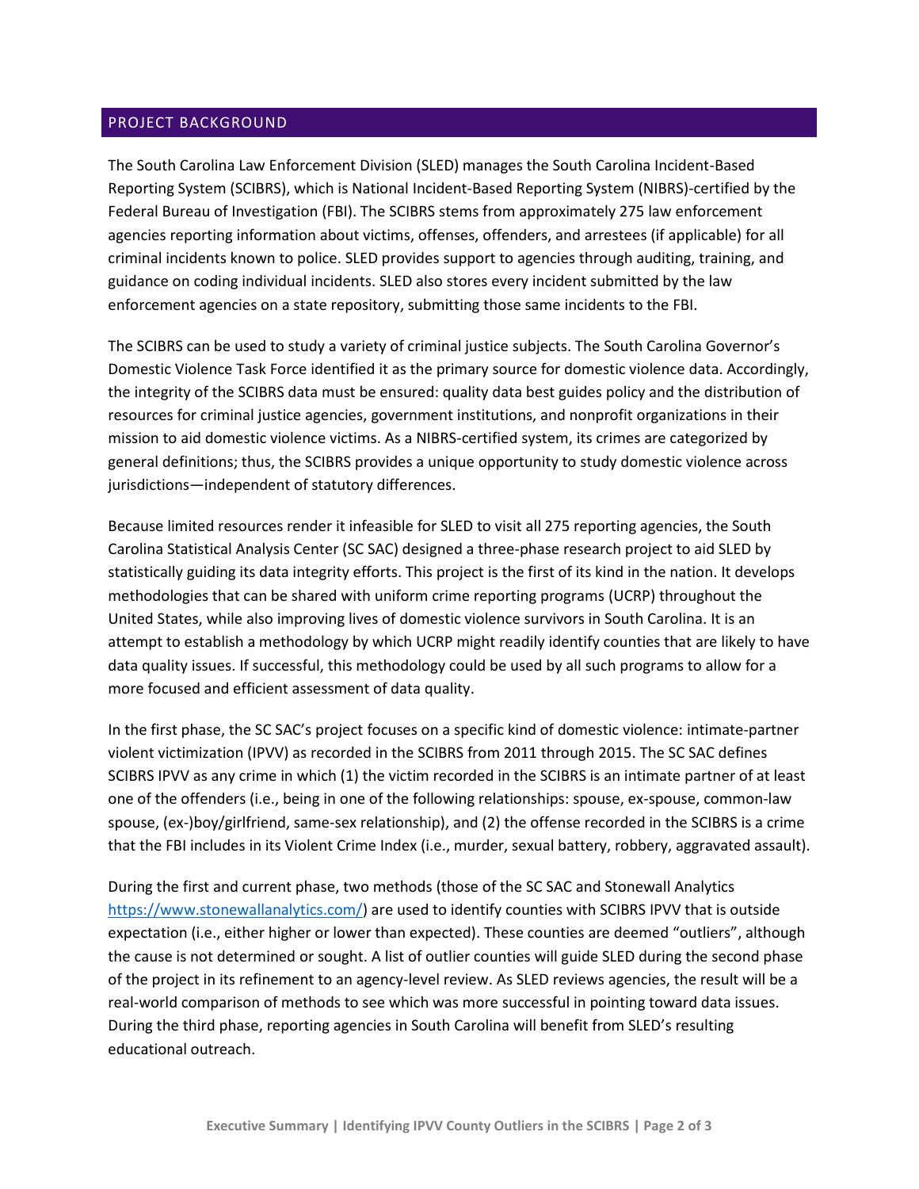## PROJECT BACKGROUND

The South Carolina Law Enforcement Division (SLED) manages the South Carolina Incident-Based Reporting System (SCIBRS), which is National Incident-Based Reporting System (NIBRS)-certified by the Federal Bureau of Investigation (FBI). The SCIBRS stems from approximately 275 law enforcement agencies reporting information about victims, offenses, offenders, and arrestees (if applicable) for all criminal incidents known to police. SLED provides support to agencies through auditing, training, and guidance on coding individual incidents. SLED also stores every incident submitted by the law enforcement agencies on a state repository, submitting those same incidents to the FBI.

The SCIBRS can be used to study a variety of criminal justice subjects. The South Carolina Governor's Domestic Violence Task Force identified it as the primary source for domestic violence data. Accordingly, the integrity of the SCIBRS data must be ensured: quality data best guides policy and the distribution of resources for criminal justice agencies, government institutions, and nonprofit organizations in their mission to aid domestic violence victims. As a NIBRS-certified system, its crimes are categorized by general definitions; thus, the SCIBRS provides a unique opportunity to study domestic violence across jurisdictions—independent of statutory differences.

Because limited resources render it infeasible for SLED to visit all 275 reporting agencies, the South Carolina Statistical Analysis Center (SC SAC) designed a three-phase research project to aid SLED by statistically guiding its data integrity efforts. This project is the first of its kind in the nation. It develops methodologies that can be shared with uniform crime reporting programs (UCRP) throughout the United States, while also improving lives of domestic violence survivors in South Carolina. It is an attempt to establish a methodology by which UCRP might readily identify counties that are likely to have data quality issues. If successful, this methodology could be used by all such programs to allow for a more focused and efficient assessment of data quality.

In the first phase, the SC SAC's project focuses on a specific kind of domestic violence: intimate-partner violent victimization (IPVV) as recorded in the SCIBRS from 2011 through 2015. The SC SAC defines SCIBRS IPVV as any crime in which (1) the victim recorded in the SCIBRS is an intimate partner of at least one of the offenders (i.e., being in one of the following relationships: spouse, ex-spouse, common-law spouse, (ex-)boy/girlfriend, same-sex relationship), and (2) the offense recorded in the SCIBRS is a crime that the FBI includes in its Violent Crime Index (i.e., murder, sexual battery, robbery, aggravated assault).

During the first and current phase, two methods (those of the SC SAC and Stonewall Analytics https://www.stonewallanalytics.com/) are used to identify counties with SCIBRS IPVV that is outside expectation (i.e., either higher or lower than expected). These counties are deemed "outliers", although the cause is not determined or sought. A list of outlier counties will guide SLED during the second phase of the project in its refinement to an agency-level review. As SLED reviews agencies, the result will be a real-world comparison of methods to see which was more successful in pointing toward data issues. During the third phase, reporting agencies in South Carolina will benefit from SLED's resulting educational outreach.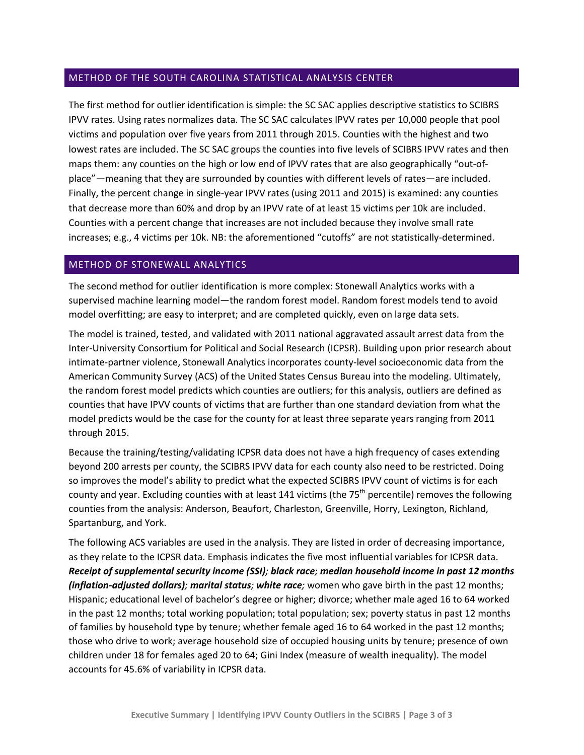## METHOD OF THE SOUTH CAROLINA STATISTICAL ANALYSIS CENTER

The first method for outlier identification is simple: the SC SAC applies descriptive statistics to SCIBRS IPVV rates. Using rates normalizes data. The SC SAC calculates IPVV rates per 10,000 people that pool victims and population over five years from 2011 through 2015. Counties with the highest and two lowest rates are included. The SC SAC groups the counties into five levels of SCIBRS IPVV rates and then maps them: any counties on the high or low end of IPVV rates that are also geographically "out-of-place"—meaning that they are surrounded by counties with different levels of rates—are included. Finally, the percent change in single-year IPVV rates (using 2011 and 2015) is examined: any counties that decrease more than 60% and drop by an IPVV rate of at least 15 victims per 10k are included. Counties with a percent change that increases are not included because they involve small rate increases; e.g., 4 victims per 10k. NB: the aforementioned "cutoffs" are not statistically-determined.

## METHOD OF STONEWALL ANALYTICS

The second method for outlier identification is more complex: Stonewall Analytics works with a supervised machine learning model—the random forest model. Random forest models tend to avoid model overfitting; are easy to interpret; and are completed quickly, even on large data sets.

The model is trained, tested, and validated with 2011 national aggravated assault arrest data from the Inter-University Consortium for Political and Social Research (ICPSR). Building upon prior research about intimate-partner violence, Stonewall Analytics incorporates county-level socioeconomic data from the American Community Survey (ACS) of the United States Census Bureau into the modeling. Ultimately, the random forest model predicts which counties are outliers; for this analysis, outliers are defined as counties that have IPVV counts of victims that are further than one standard deviation from what the model predicts would be the case for the county for at least three separate years ranging from 2011 through 2015.

Because the training/testing/validating ICPSR data does not have a high frequency of cases extending beyond 200 arrests per county, the SCIBRS IPVV data for each county also need to be restricted. Doing so improves the model's ability to predict what the expected SCIBRS IPVV count of victims is for each county and year. Excluding counties with at least 141 victims (the 75th percentile) removes the following counties from the analysis: Anderson, Beaufort, Charleston, Greenville, Horry, Lexington, Richland, Spartanburg, and York.

The following ACS variables are used in the analysis. They are listed in order of decreasing importance, as they relate to the ICPSR data. Emphasis indicates the five most influential variables for ICPSR data. ***Receipt of supplemental security income (SSI); black race; median household income in past 12 months (inflation-adjusted dollars); marital status; white race;*** women who gave birth in the past 12 months; Hispanic; educational level of bachelor's degree or higher; divorce; whether male aged 16 to 64 worked in the past 12 months; total working population; total population; sex; poverty status in past 12 months of families by household type by tenure; whether female aged 16 to 64 worked in the past 12 months; those who drive to work; average household size of occupied housing units by tenure; presence of own children under 18 for females aged 20 to 64; Gini Index (measure of wealth inequality). The model accounts for 45.6% of variability in ICPSR data.